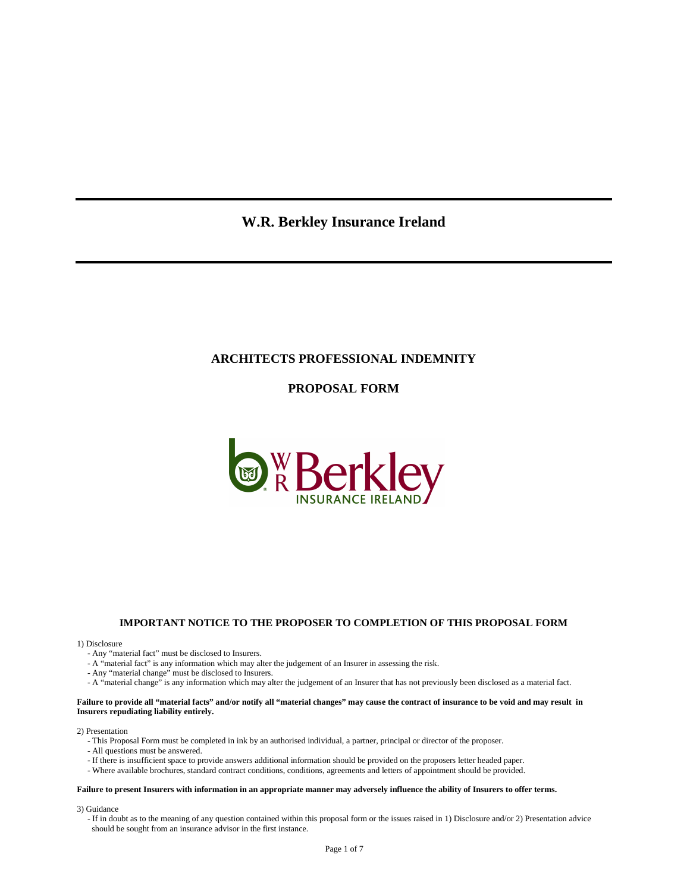# W.R. Berkley Insurance Ireland

## ARCHITECTS PROFESSIONAL INDEMNITY

## PROPOSAL FORM

### IMPORTANT NOTICE TO THE PROPOSER TO COMPLETION OF THIS PROPOSAL FORM

1) Disclosure

- Any "material fact" must be disclosed to Insurers.
- A "material fact" is any information which may alter the judgement of an Insurer in assessing the risk.
- Any "material change" must be disclosed to Insurers.
- A "material change" is any information which may alter the judgement of an Insurer that has not previously been disclosed as a material fact.

**Failure to provide all "material facts" and/or notify all "material changes" may cause the contract of insurance to be void and may result in Insurers repudiating liability entirely.**

2) Presentation

- This Proposal Form must be completed in ink by an authorised individual, a partner, principal or director of the proposer.
- All questions must be answered.
- If there is insufficient space to provide answers additional information should be provided on the proposers letter headed paper.
- Where available brochures, standard contract conditions, conditions, agreements and letters of appointment should be provided.

**Failure to present Insurers with information in an appropriate manner may adversely influence the ability of Insurers to offer terms.**

3) Guidance

- If in doubt as to the meaning of any question contained within this proposal form or the issues raised in 1) Disclosure and/or 2) Presentation advice should be sought from an insurance advisor in the first instance.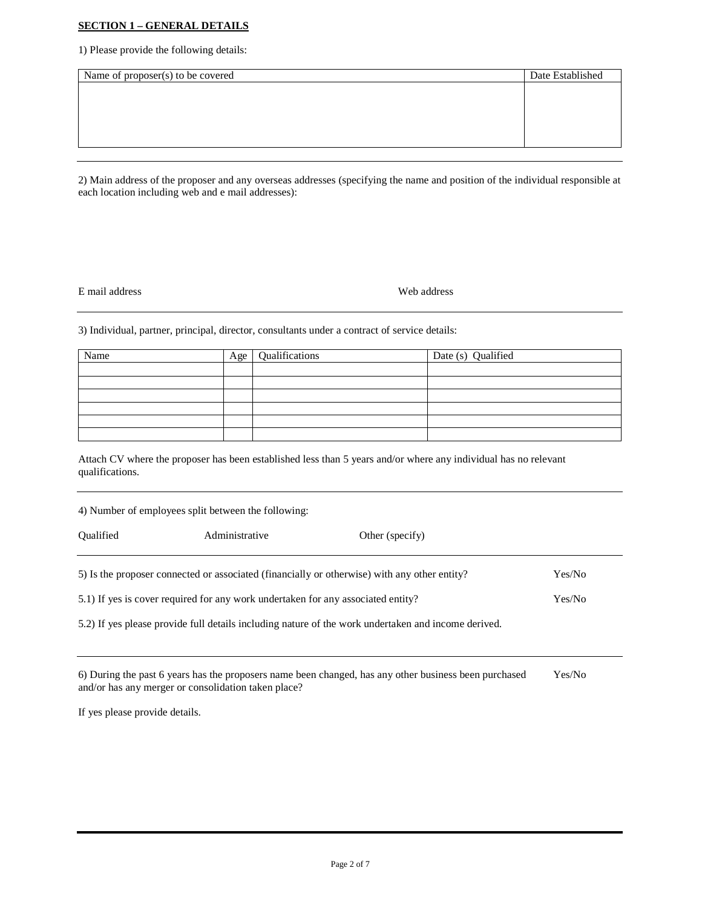**SECTION 1 – GENERAL DETAILS**

1) Please provide the following details:

| Name of proposer(s) to be covered | Date Established |
|---|---|
| | |

---

2) Main address of the proposer and any overseas addresses (specifying the name and position of the individual responsible at each location including web and e mail addresses):

E mail address

Web address

---

3) Individual, partner, principal, director, consultants under a contract of service details:

| Name | Age | Qualifications | Date (s) Qualified |
|---|---|---|---|
| | | | |
| | | | |
| | | | |
| | | | |
| | | | |
| | | | |

Attach CV where the proposer has been established less than 5 years and/or where any individual has no relevant qualifications.

---

4) Number of employees split between the following:

Qualified

Administrative

Other (specify)

---

5) Is the proposer connected or associated (financially or otherwise) with any other entity? Yes/No

5.1) If yes is cover required for any work undertaken for any associated entity? Yes/No

5.2) If yes please provide full details including nature of the work undertaken and income derived.

---

6) During the past 6 years has the proposers name been changed, has any other business been purchased and/or has any merger or consolidation taken place? Yes/No

If yes please provide details.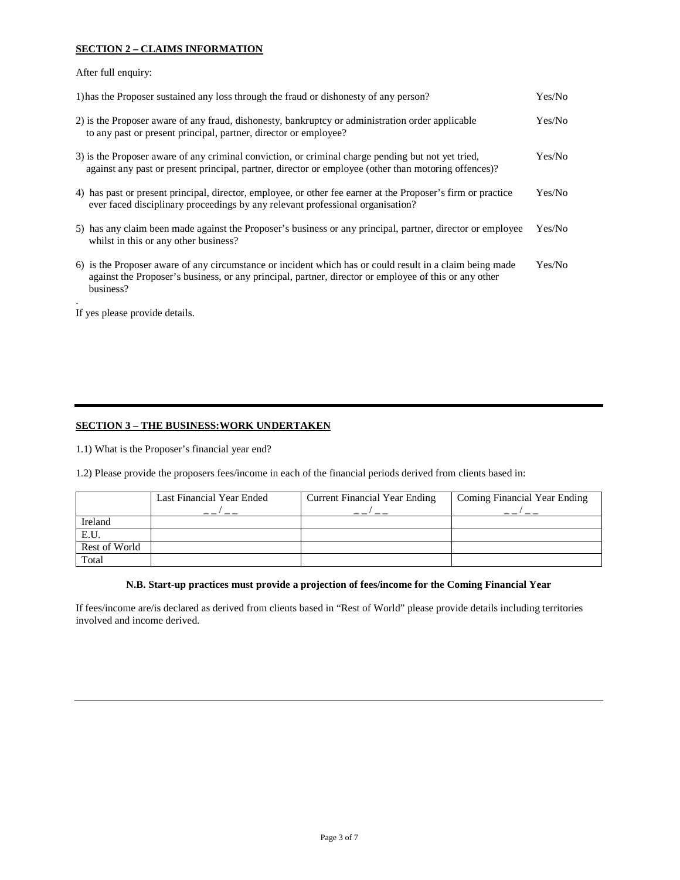**SECTION 2 – CLAIMS INFORMATION**

After full enquiry:

1) has the Proposer sustained any loss through the fraud or dishonesty of any person? Yes/No

2) is the Proposer aware of any fraud, dishonesty, bankruptcy or administration order applicable to any past or present principal, partner, director or employee? Yes/No

3) is the Proposer aware of any criminal conviction, or criminal charge pending but not yet tried, against any past or present principal, partner, director or employee (other than motoring offences)? Yes/No

4) has past or present principal, director, employee, or other fee earner at the Proposer's firm or practice ever faced disciplinary proceedings by any relevant professional organisation? Yes/No

5) has any claim been made against the Proposer's business or any principal, partner, director or employee whilst in this or any other business? Yes/No

6) is the Proposer aware of any circumstance or incident which has or could result in a claim being made against the Proposer's business, or any principal, partner, director or employee of this or any other business? Yes/No

.

If yes please provide details.

---

**SECTION 3 – THE BUSINESS:WORK UNDERTAKEN**

1.1) What is the Proposer's financial year end?

1.2) Please provide the proposers fees/income in each of the financial periods derived from clients based in:

| | Last Financial Year Ended __/__ | Current Financial Year Ending __/__ | Coming Financial Year Ending __/__ |
|---|---|---|---|
| Ireland | | | |
| E.U. | | | |
| Rest of World | | | |
| Total | | | |

**N.B. Start-up practices must provide a projection of fees/income for the Coming Financial Year**

If fees/income are/is declared as derived from clients based in "Rest of World" please provide details including territories involved and income derived.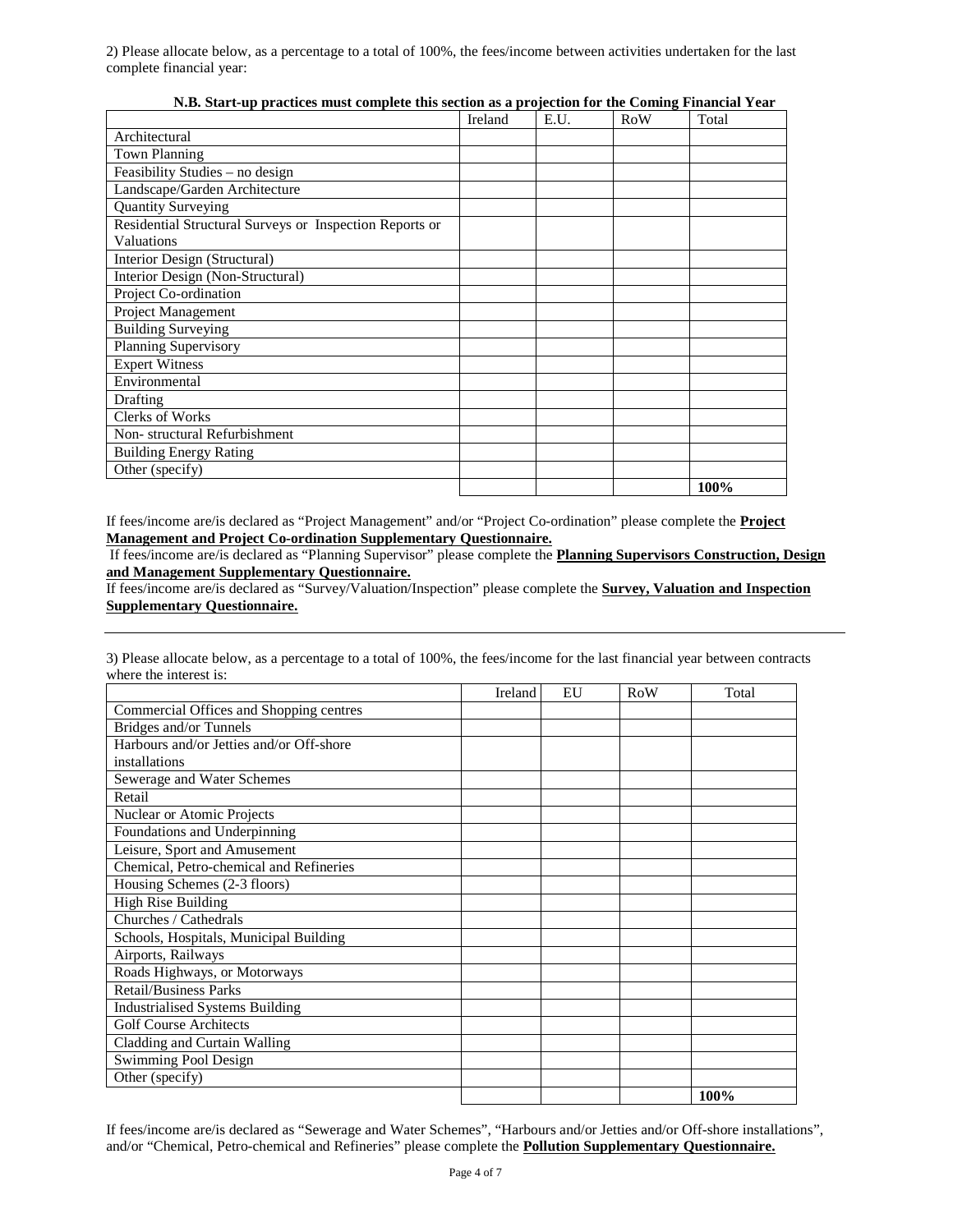2) Please allocate below, as a percentage to a total of 100%, the fees/income between activities undertaken for the last complete financial year:

**N.B. Start-up practices must complete this section as a projection for the Coming Financial Year**

| | Ireland | E.U. | RoW | Total |
|---|---|---|---|---|
| Architectural | | | | |
| Town Planning | | | | |
| Feasibility Studies – no design | | | | |
| Landscape/Garden Architecture | | | | |
| Quantity Surveying | | | | |
| Residential Structural Surveys or Inspection Reports or Valuations | | | | |
| Interior Design (Structural) | | | | |
| Interior Design (Non-Structural) | | | | |
| Project Co-ordination | | | | |
| Project Management | | | | |
| Building Surveying | | | | |
| Planning Supervisory | | | | |
| Expert Witness | | | | |
| Environmental | | | | |
| Drafting | | | | |
| Clerks of Works | | | | |
| Non- structural Refurbishment | | | | |
| Building Energy Rating | | | | |
| Other (specify) | | | | |
| | | | | **100%** |

If fees/income are/is declared as "Project Management" and/or "Project Co-ordination" please complete the **Project Management and Project Co-ordination Supplementary Questionnaire.**

If fees/income are/is declared as "Planning Supervisor" please complete the **Planning Supervisors Construction, Design and Management Supplementary Questionnaire.**

If fees/income are/is declared as "Survey/Valuation/Inspection" please complete the **Survey, Valuation and Inspection Supplementary Questionnaire.**

---

3) Please allocate below, as a percentage to a total of 100%, the fees/income for the last financial year between contracts where the interest is:

| | Ireland | EU | RoW | Total |
|---|---|---|---|---|
| Commercial Offices and Shopping centres | | | | |
| Bridges and/or Tunnels | | | | |
| Harbours and/or Jetties and/or Off-shore installations | | | | |
| Sewerage and Water Schemes | | | | |
| Retail | | | | |
| Nuclear or Atomic Projects | | | | |
| Foundations and Underpinning | | | | |
| Leisure, Sport and Amusement | | | | |
| Chemical, Petro-chemical and Refineries | | | | |
| Housing Schemes (2-3 floors) | | | | |
| High Rise Building | | | | |
| Churches / Cathedrals | | | | |
| Schools, Hospitals, Municipal Building | | | | |
| Airports, Railways | | | | |
| Roads Highways, or Motorways | | | | |
| Retail/Business Parks | | | | |
| Industrialised Systems Building | | | | |
| Golf Course Architects | | | | |
| Cladding and Curtain Walling | | | | |
| Swimming Pool Design | | | | |
| Other (specify) | | | | |
| | | | | **100%** |

If fees/income are/is declared as "Sewerage and Water Schemes", "Harbours and/or Jetties and/or Off-shore installations", and/or "Chemical, Petro-chemical and Refineries" please complete the **Pollution Supplementary Questionnaire.**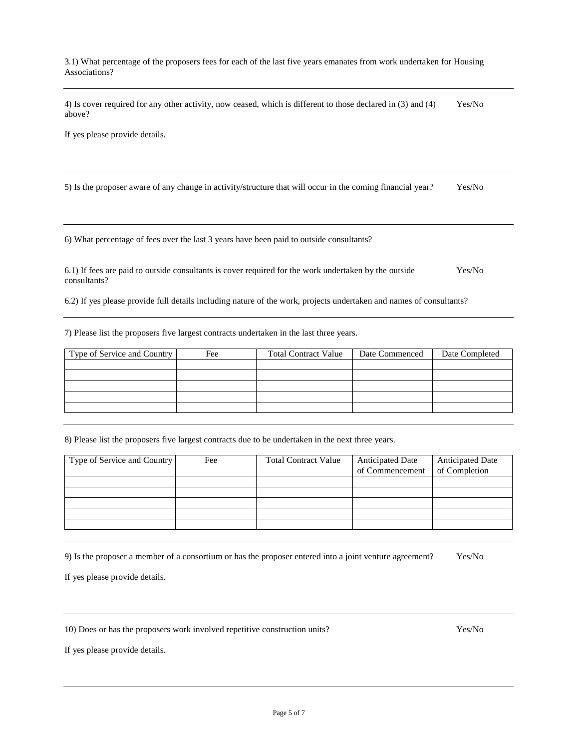3.1) What percentage of the proposers fees for each of the last five years emanates from work undertaken for Housing Associations?

---

4) Is cover required for any other activity, now ceased, which is different to those declared in (3) and (4) above? Yes/No

If yes please provide details.

---

5) Is the proposer aware of any change in activity/structure that will occur in the coming financial year? Yes/No

---

6) What percentage of fees over the last 3 years have been paid to outside consultants?

6.1) If fees are paid to outside consultants is cover required for the work undertaken by the outside consultants? Yes/No

6.2) If yes please provide full details including nature of the work, projects undertaken and names of consultants?

---

7) Please list the proposers five largest contracts undertaken in the last three years.

| Type of Service and Country | Fee | Total Contract Value | Date Commenced | Date Completed |
|---|---|---|---|---|
| | | | | |
| | | | | |
| | | | | |
| | | | | |
| | | | | |

---

8) Please list the proposers five largest contracts due to be undertaken in the next three years.

| Type of Service and Country | Fee | Total Contract Value | Anticipated Date of Commencement | Anticipated Date of Completion |
|---|---|---|---|---|
| | | | | |
| | | | | |
| | | | | |
| | | | | |
| | | | | |

---

9) Is the proposer a member of a consortium or has the proposer entered into a joint venture agreement? Yes/No

If yes please provide details.

---

10) Does or has the proposers work involved repetitive construction units? Yes/No

If yes please provide details.

---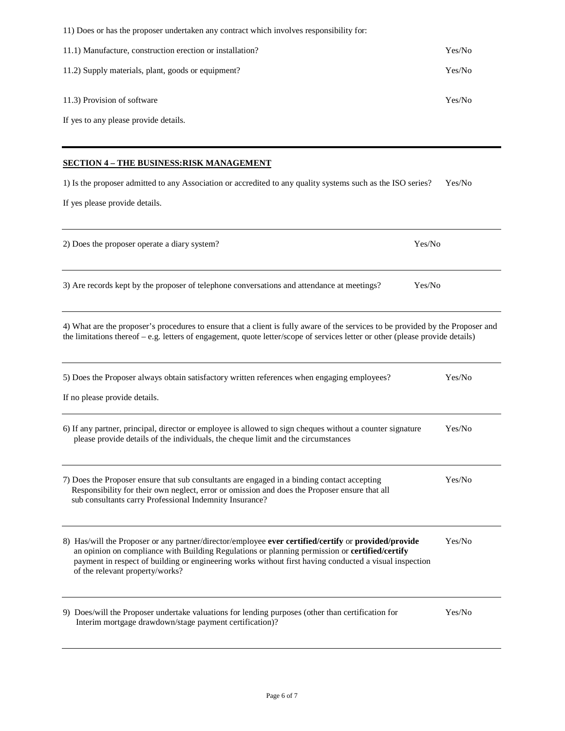11) Does or has the proposer undertaken any contract which involves responsibility for:

11.1) Manufacture, construction erection or installation? Yes/No

11.2) Supply materials, plant, goods or equipment? Yes/No

11.3) Provision of software Yes/No

If yes to any please provide details.

---

## SECTION 4 – THE BUSINESS:RISK MANAGEMENT

1) Is the proposer admitted to any Association or accredited to any quality systems such as the ISO series? Yes/No

If yes please provide details.

---

2) Does the proposer operate a diary system? Yes/No

---

3) Are records kept by the proposer of telephone conversations and attendance at meetings? Yes/No

---

4) What are the proposer's procedures to ensure that a client is fully aware of the services to be provided by the Proposer and the limitations thereof – e.g. letters of engagement, quote letter/scope of services letter or other (please provide details)

---

5) Does the Proposer always obtain satisfactory written references when engaging employees? Yes/No

If no please provide details.

---

6) If any partner, principal, director or employee is allowed to sign cheques without a counter signature please provide details of the individuals, the cheque limit and the circumstances Yes/No

---

7) Does the Proposer ensure that sub consultants are engaged in a binding contact accepting Responsibility for their own neglect, error or omission and does the Proposer ensure that all sub consultants carry Professional Indemnity Insurance? Yes/No

---

8) Has/will the Proposer or any partner/director/employee **ever certified/certify** or **provided/provide** an opinion on compliance with Building Regulations or planning permission or **certified/certify** payment in respect of building or engineering works without first having conducted a visual inspection of the relevant property/works? Yes/No

---

9) Does/will the Proposer undertake valuations for lending purposes (other than certification for Interim mortgage drawdown/stage payment certification)? Yes/No

---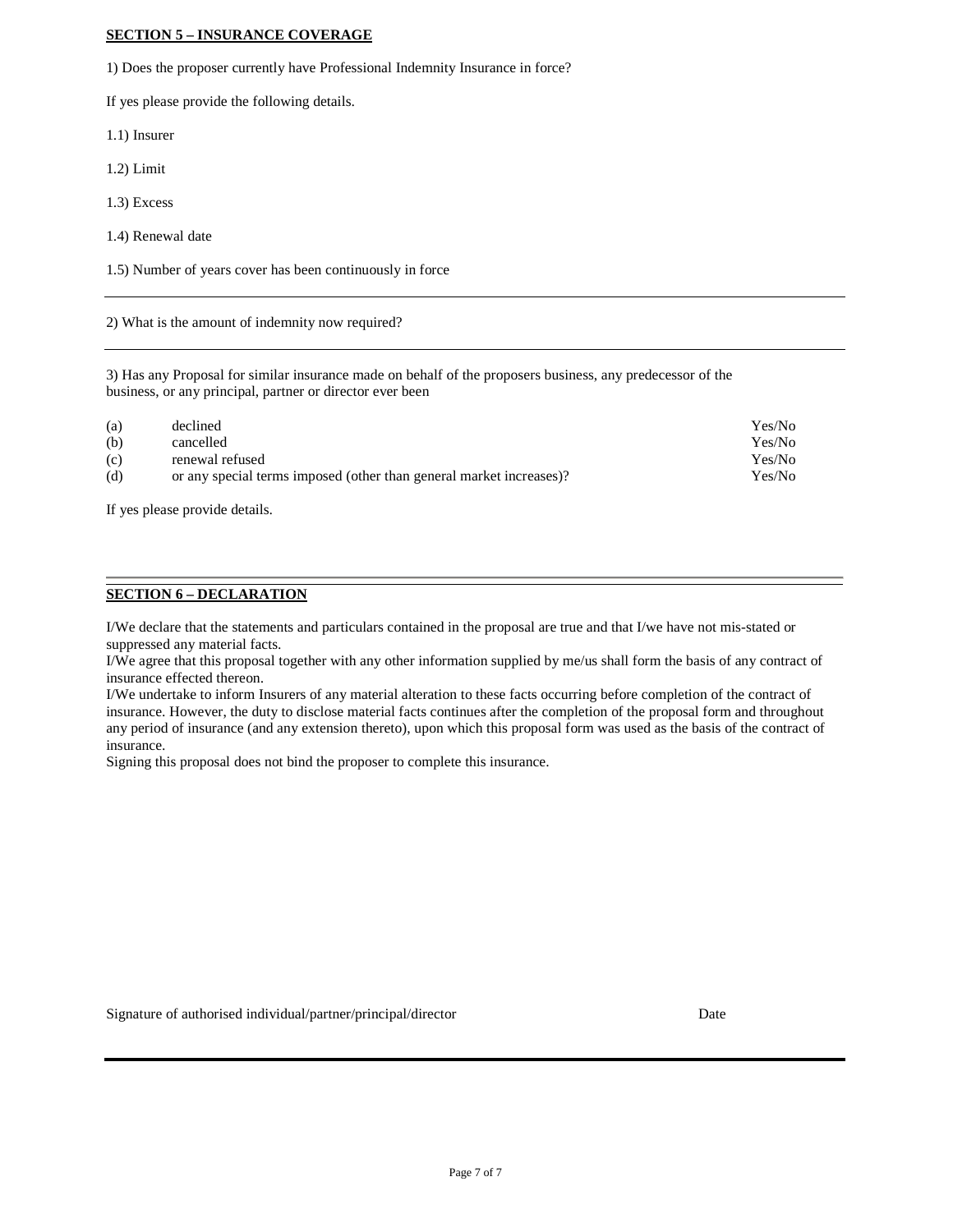**SECTION 5 – INSURANCE COVERAGE**

1) Does the proposer currently have Professional Indemnity Insurance in force?

If yes please provide the following details.

1.1) Insurer

1.2) Limit

1.3) Excess

1.4) Renewal date

1.5) Number of years cover has been continuously in force

---

2) What is the amount of indemnity now required?

---

3) Has any Proposal for similar insurance made on behalf of the proposers business, any predecessor of the business, or any principal, partner or director ever been

| | | |
|---|---|---|
| (a) | declined | Yes/No |
| (b) | cancelled | Yes/No |
| (c) | renewal refused | Yes/No |
| (d) | or any special terms imposed (other than general market increases)? | Yes/No |

If yes please provide details.

---

**SECTION 6 – DECLARATION**

I/We declare that the statements and particulars contained in the proposal are true and that I/we have not mis-stated or suppressed any material facts.
I/We agree that this proposal together with any other information supplied by me/us shall form the basis of any contract of insurance effected thereon.
I/We undertake to inform Insurers of any material alteration to these facts occurring before completion of the contract of insurance. However, the duty to disclose material facts continues after the completion of the proposal form and throughout any period of insurance (and any extension thereto), upon which this proposal form was used as the basis of the contract of insurance.
Signing this proposal does not bind the proposer to complete this insurance.

Signature of authorised individual/partner/principal/director Date